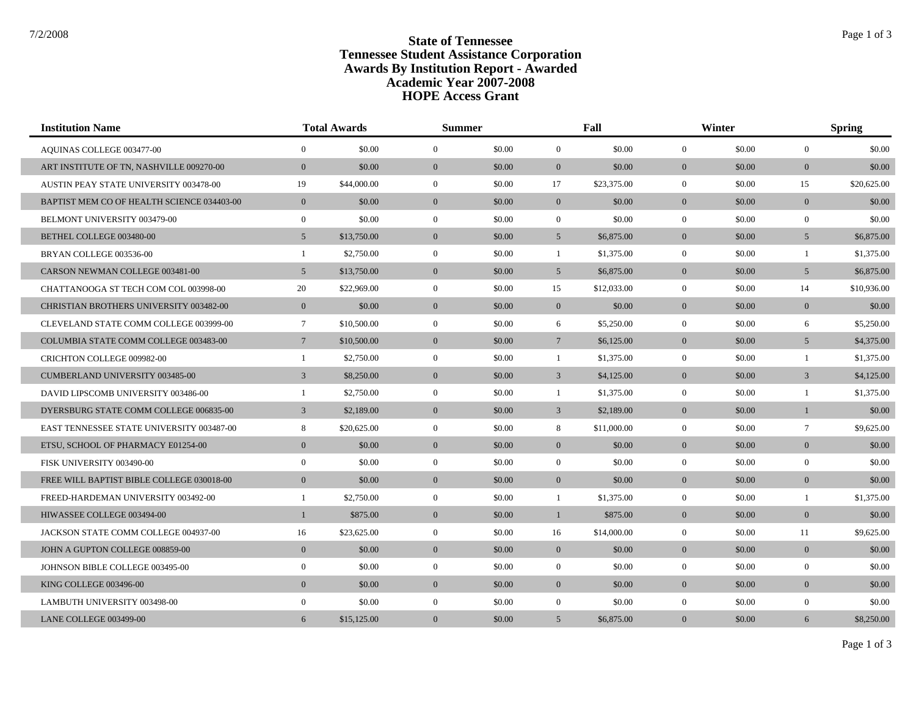# State of Tennessee
# Tennessee Student Assistance Corporation
# Awards By Institution Report - Awarded
# Academic Year 2007-2008
# HOPE Access Grant

| Institution Name | Total Awards | | Summer | | Fall | | Winter | | Spring | |
|---|---|---|---|---|---|---|---|---|---|---|
| AQUINAS COLLEGE 003477-00 | 0 | $0.00 | 0 | $0.00 | 0 | $0.00 | 0 | $0.00 | 0 | $0.00 |
| ART INSTITUTE OF TN, NASHVILLE 009270-00 | 0 | $0.00 | 0 | $0.00 | 0 | $0.00 | 0 | $0.00 | 0 | $0.00 |
| AUSTIN PEAY STATE UNIVERSITY 003478-00 | 19 | $44,000.00 | 0 | $0.00 | 17 | $23,375.00 | 0 | $0.00 | 15 | $20,625.00 |
| BAPTIST MEM CO OF HEALTH SCIENCE 034403-00 | 0 | $0.00 | 0 | $0.00 | 0 | $0.00 | 0 | $0.00 | 0 | $0.00 |
| BELMONT UNIVERSITY 003479-00 | 0 | $0.00 | 0 | $0.00 | 0 | $0.00 | 0 | $0.00 | 0 | $0.00 |
| BETHEL COLLEGE 003480-00 | 5 | $13,750.00 | 0 | $0.00 | 5 | $6,875.00 | 0 | $0.00 | 5 | $6,875.00 |
| BRYAN COLLEGE 003536-00 | 1 | $2,750.00 | 0 | $0.00 | 1 | $1,375.00 | 0 | $0.00 | 1 | $1,375.00 |
| CARSON NEWMAN COLLEGE 003481-00 | 5 | $13,750.00 | 0 | $0.00 | 5 | $6,875.00 | 0 | $0.00 | 5 | $6,875.00 |
| CHATTANOOGA ST TECH COM COL 003998-00 | 20 | $22,969.00 | 0 | $0.00 | 15 | $12,033.00 | 0 | $0.00 | 14 | $10,936.00 |
| CHRISTIAN BROTHERS UNIVERSITY 003482-00 | 0 | $0.00 | 0 | $0.00 | 0 | $0.00 | 0 | $0.00 | 0 | $0.00 |
| CLEVELAND STATE COMM COLLEGE 003999-00 | 7 | $10,500.00 | 0 | $0.00 | 6 | $5,250.00 | 0 | $0.00 | 6 | $5,250.00 |
| COLUMBIA STATE COMM COLLEGE 003483-00 | 7 | $10,500.00 | 0 | $0.00 | 7 | $6,125.00 | 0 | $0.00 | 5 | $4,375.00 |
| CRICHTON COLLEGE 009982-00 | 1 | $2,750.00 | 0 | $0.00 | 1 | $1,375.00 | 0 | $0.00 | 1 | $1,375.00 |
| CUMBERLAND UNIVERSITY 003485-00 | 3 | $8,250.00 | 0 | $0.00 | 3 | $4,125.00 | 0 | $0.00 | 3 | $4,125.00 |
| DAVID LIPSCOMB UNIVERSITY 003486-00 | 1 | $2,750.00 | 0 | $0.00 | 1 | $1,375.00 | 0 | $0.00 | 1 | $1,375.00 |
| DYERSBURG STATE COMM COLLEGE 006835-00 | 3 | $2,189.00 | 0 | $0.00 | 3 | $2,189.00 | 0 | $0.00 | 1 | $0.00 |
| EAST TENNESSEE STATE UNIVERSITY 003487-00 | 8 | $20,625.00 | 0 | $0.00 | 8 | $11,000.00 | 0 | $0.00 | 7 | $9,625.00 |
| ETSU, SCHOOL OF PHARMACY E01254-00 | 0 | $0.00 | 0 | $0.00 | 0 | $0.00 | 0 | $0.00 | 0 | $0.00 |
| FISK UNIVERSITY 003490-00 | 0 | $0.00 | 0 | $0.00 | 0 | $0.00 | 0 | $0.00 | 0 | $0.00 |
| FREE WILL BAPTIST BIBLE COLLEGE 030018-00 | 0 | $0.00 | 0 | $0.00 | 0 | $0.00 | 0 | $0.00 | 0 | $0.00 |
| FREED-HARDEMAN UNIVERSITY 003492-00 | 1 | $2,750.00 | 0 | $0.00 | 1 | $1,375.00 | 0 | $0.00 | 1 | $1,375.00 |
| HIWASSEE COLLEGE 003494-00 | 1 | $875.00 | 0 | $0.00 | 1 | $875.00 | 0 | $0.00 | 0 | $0.00 |
| JACKSON STATE COMM COLLEGE 004937-00 | 16 | $23,625.00 | 0 | $0.00 | 16 | $14,000.00 | 0 | $0.00 | 11 | $9,625.00 |
| JOHN A GUPTON COLLEGE 008859-00 | 0 | $0.00 | 0 | $0.00 | 0 | $0.00 | 0 | $0.00 | 0 | $0.00 |
| JOHNSON BIBLE COLLEGE 003495-00 | 0 | $0.00 | 0 | $0.00 | 0 | $0.00 | 0 | $0.00 | 0 | $0.00 |
| KING COLLEGE 003496-00 | 0 | $0.00 | 0 | $0.00 | 0 | $0.00 | 0 | $0.00 | 0 | $0.00 |
| LAMBUTH UNIVERSITY 003498-00 | 0 | $0.00 | 0 | $0.00 | 0 | $0.00 | 0 | $0.00 | 0 | $0.00 |
| LANE COLLEGE 003499-00 | 6 | $15,125.00 | 0 | $0.00 | 5 | $6,875.00 | 0 | $0.00 | 6 | $8,250.00 |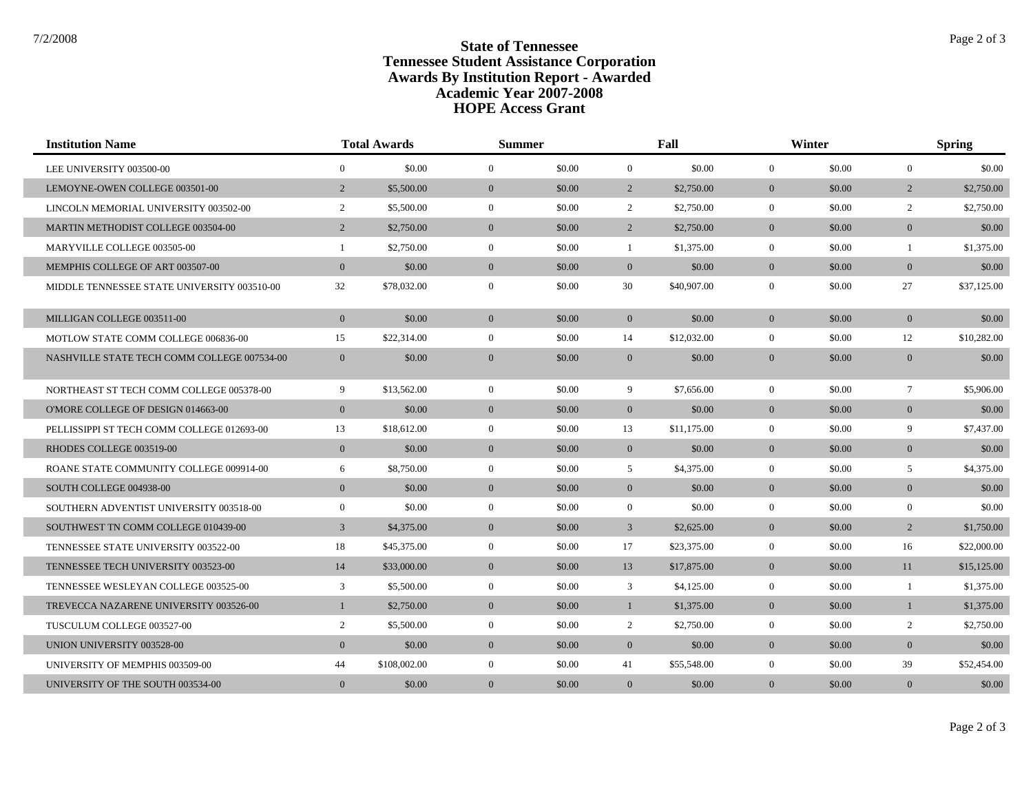# State of Tennessee
# Tennessee Student Assistance Corporation
# Awards By Institution Report - Awarded
# Academic Year 2007-2008
# HOPE Access Grant

| Institution Name | Total Awards | | Summer | | Fall | | Winter | | Spring | |
|---|---|---|---|---|---|---|---|---|---|---|
| LEE UNIVERSITY 003500-00 | 0 | $0.00 | 0 | $0.00 | 0 | $0.00 | 0 | $0.00 | 0 | $0.00 |
| LEMOYNE-OWEN COLLEGE 003501-00 | 2 | $5,500.00 | 0 | $0.00 | 2 | $2,750.00 | 0 | $0.00 | 2 | $2,750.00 |
| LINCOLN MEMORIAL UNIVERSITY 003502-00 | 2 | $5,500.00 | 0 | $0.00 | 2 | $2,750.00 | 0 | $0.00 | 2 | $2,750.00 |
| MARTIN METHODIST COLLEGE 003504-00 | 2 | $2,750.00 | 0 | $0.00 | 2 | $2,750.00 | 0 | $0.00 | 0 | $0.00 |
| MARYVILLE COLLEGE 003505-00 | 1 | $2,750.00 | 0 | $0.00 | 1 | $1,375.00 | 0 | $0.00 | 1 | $1,375.00 |
| MEMPHIS COLLEGE OF ART 003507-00 | 0 | $0.00 | 0 | $0.00 | 0 | $0.00 | 0 | $0.00 | 0 | $0.00 |
| MIDDLE TENNESSEE STATE UNIVERSITY 003510-00 | 32 | $78,032.00 | 0 | $0.00 | 30 | $40,907.00 | 0 | $0.00 | 27 | $37,125.00 |
| MILLIGAN COLLEGE 003511-00 | 0 | $0.00 | 0 | $0.00 | 0 | $0.00 | 0 | $0.00 | 0 | $0.00 |
| MOTLOW STATE COMM COLLEGE 006836-00 | 15 | $22,314.00 | 0 | $0.00 | 14 | $12,032.00 | 0 | $0.00 | 12 | $10,282.00 |
| NASHVILLE STATE TECH COMM COLLEGE 007534-00 | 0 | $0.00 | 0 | $0.00 | 0 | $0.00 | 0 | $0.00 | 0 | $0.00 |
| NORTHEAST ST TECH COMM COLLEGE 005378-00 | 9 | $13,562.00 | 0 | $0.00 | 9 | $7,656.00 | 0 | $0.00 | 7 | $5,906.00 |
| O'MORE COLLEGE OF DESIGN 014663-00 | 0 | $0.00 | 0 | $0.00 | 0 | $0.00 | 0 | $0.00 | 0 | $0.00 |
| PELLISSIPPI ST TECH COMM COLLEGE 012693-00 | 13 | $18,612.00 | 0 | $0.00 | 13 | $11,175.00 | 0 | $0.00 | 9 | $7,437.00 |
| RHODES COLLEGE 003519-00 | 0 | $0.00 | 0 | $0.00 | 0 | $0.00 | 0 | $0.00 | 0 | $0.00 |
| ROANE STATE COMMUNITY COLLEGE 009914-00 | 6 | $8,750.00 | 0 | $0.00 | 5 | $4,375.00 | 0 | $0.00 | 5 | $4,375.00 |
| SOUTH COLLEGE 004938-00 | 0 | $0.00 | 0 | $0.00 | 0 | $0.00 | 0 | $0.00 | 0 | $0.00 |
| SOUTHERN ADVENTIST UNIVERSITY 003518-00 | 0 | $0.00 | 0 | $0.00 | 0 | $0.00 | 0 | $0.00 | 0 | $0.00 |
| SOUTHWEST TN COMM COLLEGE 010439-00 | 3 | $4,375.00 | 0 | $0.00 | 3 | $2,625.00 | 0 | $0.00 | 2 | $1,750.00 |
| TENNESSEE STATE UNIVERSITY 003522-00 | 18 | $45,375.00 | 0 | $0.00 | 17 | $23,375.00 | 0 | $0.00 | 16 | $22,000.00 |
| TENNESSEE TECH UNIVERSITY 003523-00 | 14 | $33,000.00 | 0 | $0.00 | 13 | $17,875.00 | 0 | $0.00 | 11 | $15,125.00 |
| TENNESSEE WESLEYAN COLLEGE 003525-00 | 3 | $5,500.00 | 0 | $0.00 | 3 | $4,125.00 | 0 | $0.00 | 1 | $1,375.00 |
| TREVECCA NAZARENE UNIVERSITY 003526-00 | 1 | $2,750.00 | 0 | $0.00 | 1 | $1,375.00 | 0 | $0.00 | 1 | $1,375.00 |
| TUSCULUM COLLEGE 003527-00 | 2 | $5,500.00 | 0 | $0.00 | 2 | $2,750.00 | 0 | $0.00 | 2 | $2,750.00 |
| UNION UNIVERSITY 003528-00 | 0 | $0.00 | 0 | $0.00 | 0 | $0.00 | 0 | $0.00 | 0 | $0.00 |
| UNIVERSITY OF MEMPHIS 003509-00 | 44 | $108,002.00 | 0 | $0.00 | 41 | $55,548.00 | 0 | $0.00 | 39 | $52,454.00 |
| UNIVERSITY OF THE SOUTH 003534-00 | 0 | $0.00 | 0 | $0.00 | 0 | $0.00 | 0 | $0.00 | 0 | $0.00 |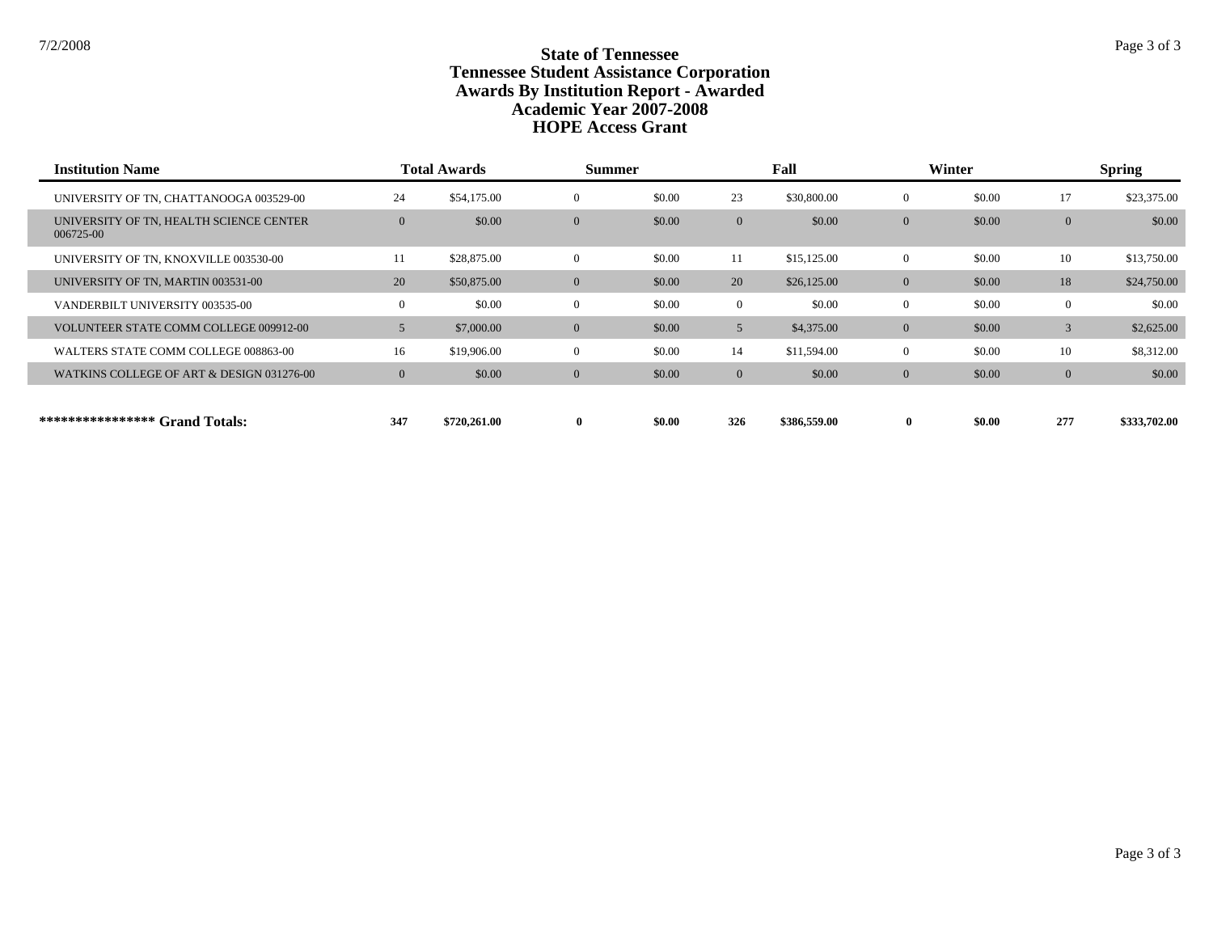# State of Tennessee
# Tennessee Student Assistance Corporation
# Awards By Institution Report - Awarded
# Academic Year 2007-2008
# HOPE Access Grant

| Institution Name | Total Awards | | Summer | | Fall | | Winter | | Spring | |
|---|---|---|---|---|---|---|---|---|---|---|
| UNIVERSITY OF TN, CHATTANOOGA 003529-00 | 24 | $54,175.00 | 0 | $0.00 | 23 | $30,800.00 | 0 | $0.00 | 17 | $23,375.00 |
| UNIVERSITY OF TN, HEALTH SCIENCE CENTER 006725-00 | 0 | $0.00 | 0 | $0.00 | 0 | $0.00 | 0 | $0.00 | 0 | $0.00 |
| UNIVERSITY OF TN, KNOXVILLE 003530-00 | 11 | $28,875.00 | 0 | $0.00 | 11 | $15,125.00 | 0 | $0.00 | 10 | $13,750.00 |
| UNIVERSITY OF TN, MARTIN 003531-00 | 20 | $50,875.00 | 0 | $0.00 | 20 | $26,125.00 | 0 | $0.00 | 18 | $24,750.00 |
| VANDERBILT UNIVERSITY 003535-00 | 0 | $0.00 | 0 | $0.00 | 0 | $0.00 | 0 | $0.00 | 0 | $0.00 |
| VOLUNTEER STATE COMM COLLEGE 009912-00 | 5 | $7,000.00 | 0 | $0.00 | 5 | $4,375.00 | 0 | $0.00 | 3 | $2,625.00 |
| WALTERS STATE COMM COLLEGE 008863-00 | 16 | $19,906.00 | 0 | $0.00 | 14 | $11,594.00 | 0 | $0.00 | 10 | $8,312.00 |
| WATKINS COLLEGE OF ART & DESIGN 031276-00 | 0 | $0.00 | 0 | $0.00 | 0 | $0.00 | 0 | $0.00 | 0 | $0.00 |
| **************** **Grand Totals:** | **347** | **$720,261.00** | **0** | **$0.00** | **326** | **$386,559.00** | **0** | **$0.00** | **277** | **$333,702.00** |